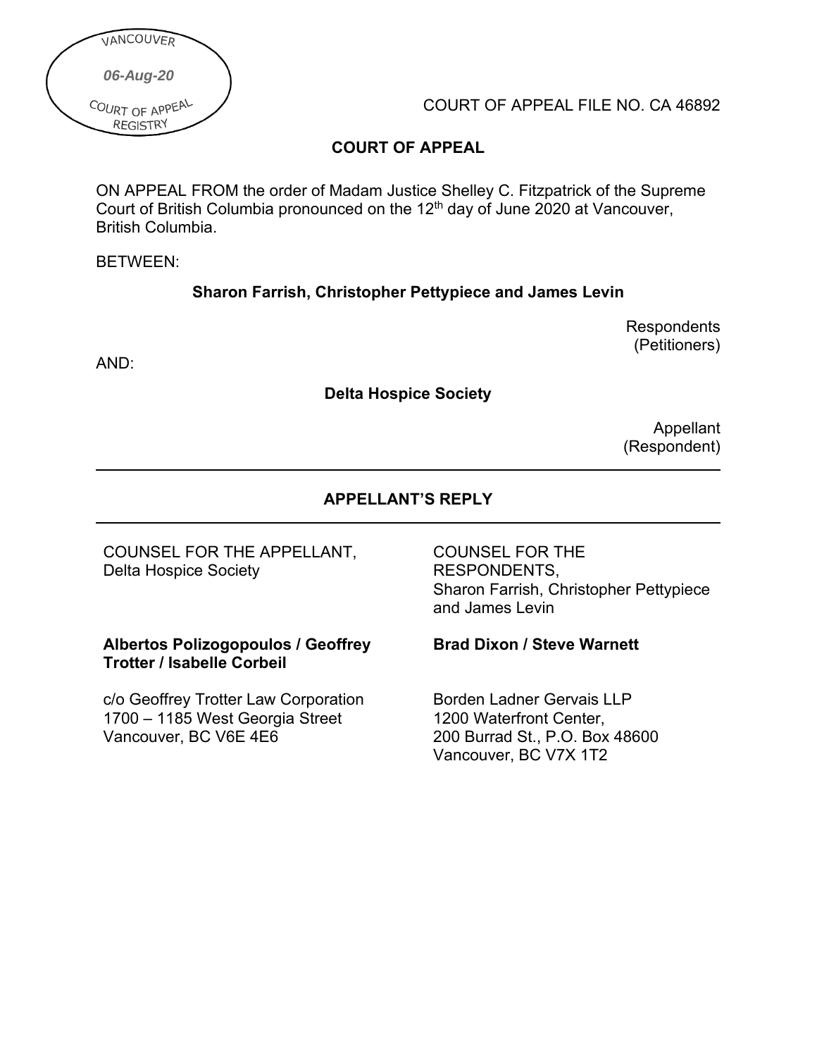VANCOUVER

*06-Aug-20*

COURT OF APPEAL REGISTRY

COURT OF APPEAL FILE NO. CA 46892

**COURT OF APPEAL**

ON APPEAL FROM the order of Madam Justice Shelley C. Fitzpatrick of the Supreme Court of British Columbia pronounced on the 12th day of June 2020 at Vancouver, British Columbia.

BETWEEN:

**Sharon Farrish, Christopher Pettypiece and James Levin**

Respondents
(Petitioners)

AND:

**Delta Hospice Society**

Appellant
(Respondent)

---

**APPELLANT'S REPLY**

---

COUNSEL FOR THE APPELLANT,
Delta Hospice Society

**Albertos Polizogopoulos / Geoffrey Trotter / Isabelle Corbeil**

c/o Geoffrey Trotter Law Corporation
1700 – 1185 West Georgia Street
Vancouver, BC V6E 4E6

COUNSEL FOR THE RESPONDENTS,
Sharon Farrish, Christopher Pettypiece and James Levin

**Brad Dixon / Steve Warnett**

Borden Ladner Gervais LLP
1200 Waterfront Center,
200 Burrad St., P.O. Box 48600
Vancouver, BC V7X 1T2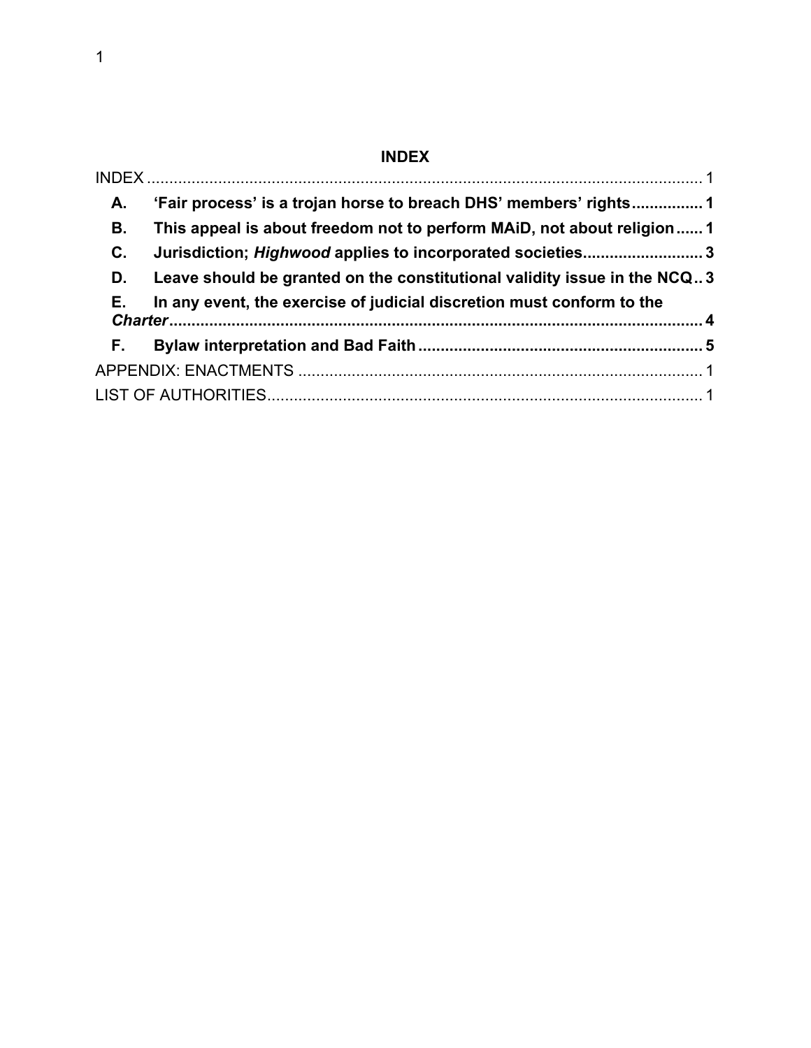## INDEX

INDEX ..... 1

**A. 'Fair process' is a trojan horse to breach DHS' members' rights ..... 1**

**B. This appeal is about freedom not to perform MAiD, not about religion ..... 1**

**C. Jurisdiction; *Highwood* applies to incorporated societies ..... 3**

**D. Leave should be granted on the constitutional validity issue in the NCQ .. 3**

**E. In any event, the exercise of judicial discretion must conform to the *Charter* ..... 4**

**F. Bylaw interpretation and Bad Faith ..... 5**

APPENDIX: ENACTMENTS ..... 1

LIST OF AUTHORITIES ..... 1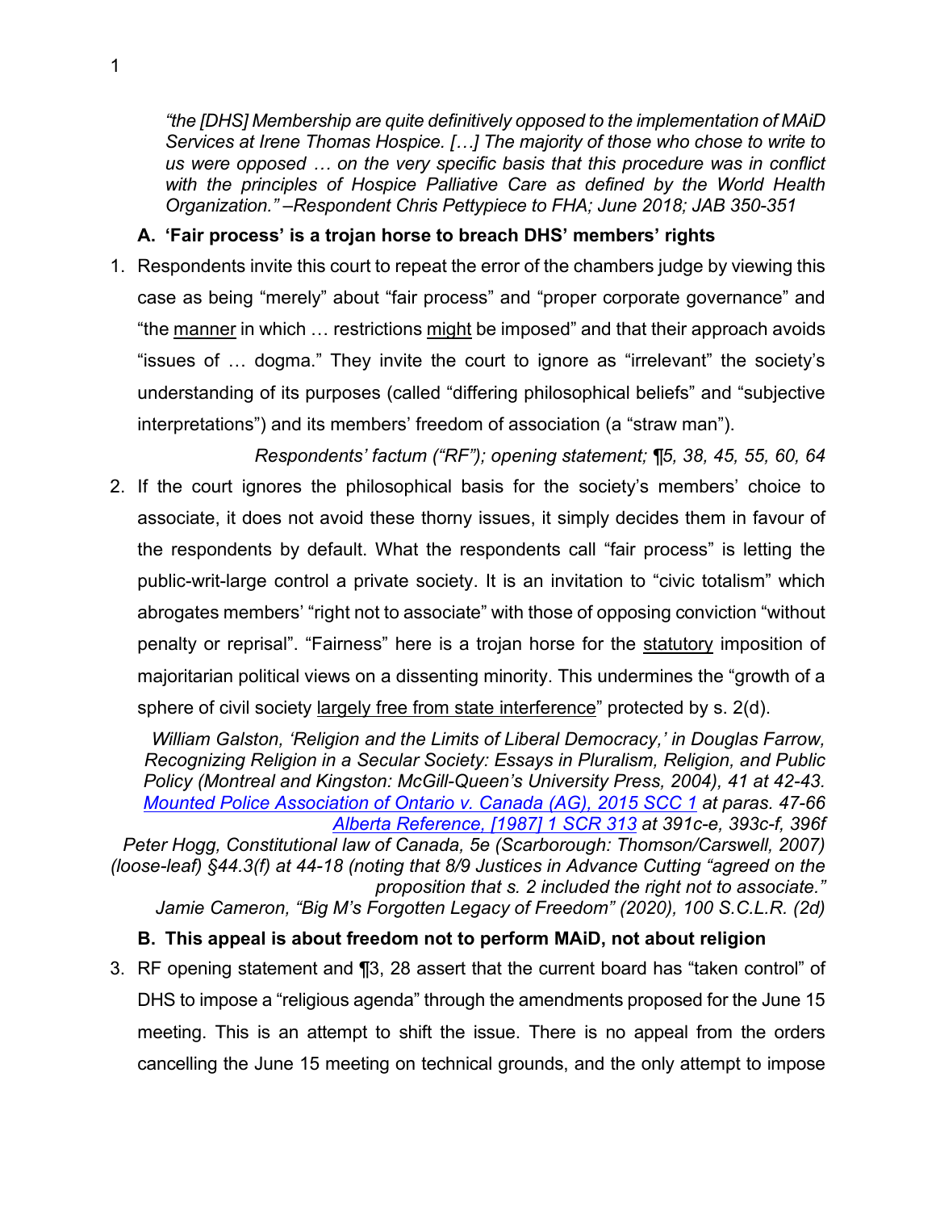*"the [DHS] Membership are quite definitively opposed to the implementation of MAiD Services at Irene Thomas Hospice. […] The majority of those who chose to write to us were opposed … on the very specific basis that this procedure was in conflict with the principles of Hospice Palliative Care as defined by the World Health Organization." –Respondent Chris Pettypiece to FHA; June 2018; JAB 350-351*

**A. 'Fair process' is a trojan horse to breach DHS' members' rights**

1. Respondents invite this court to repeat the error of the chambers judge by viewing this case as being "merely" about "fair process" and "proper corporate governance" and "the manner in which … restrictions might be imposed" and that their approach avoids "issues of … dogma." They invite the court to ignore as "irrelevant" the society's understanding of its purposes (called "differing philosophical beliefs" and "subjective interpretations") and its members' freedom of association (a "straw man").

*Respondents' factum ("RF"); opening statement; ¶5, 38, 45, 55, 60, 64*

2. If the court ignores the philosophical basis for the society's members' choice to associate, it does not avoid these thorny issues, it simply decides them in favour of the respondents by default. What the respondents call "fair process" is letting the public-writ-large control a private society. It is an invitation to "civic totalism" which abrogates members' "right not to associate" with those of opposing conviction "without penalty or reprisal". "Fairness" here is a trojan horse for the statutory imposition of majoritarian political views on a dissenting minority. This undermines the "growth of a sphere of civil society largely free from state interference" protected by s. 2(d).

*William Galston, 'Religion and the Limits of Liberal Democracy,' in Douglas Farrow, Recognizing Religion in a Secular Society: Essays in Pluralism, Religion, and Public Policy (Montreal and Kingston: McGill-Queen's University Press, 2004), 41 at 42-43.*
*[Mounted Police Association of Ontario v. Canada (AG), 2015 SCC 1](#) at paras. 47-66*
*[Alberta Reference, [1987] 1 SCR 313](#) at 391c-e, 393c-f, 396f*
*Peter Hogg, Constitutional law of Canada, 5e (Scarborough: Thomson/Carswell, 2007) (loose-leaf) §44.3(f) at 44-18 (noting that 8/9 Justices in Advance Cutting "agreed on the proposition that s. 2 included the right not to associate."*
*Jamie Cameron, "Big M's Forgotten Legacy of Freedom" (2020), 100 S.C.L.R. (2d)*

**B. This appeal is about freedom not to perform MAiD, not about religion**

3. RF opening statement and ¶3, 28 assert that the current board has "taken control" of DHS to impose a "religious agenda" through the amendments proposed for the June 15 meeting. This is an attempt to shift the issue. There is no appeal from the orders cancelling the June 15 meeting on technical grounds, and the only attempt to impose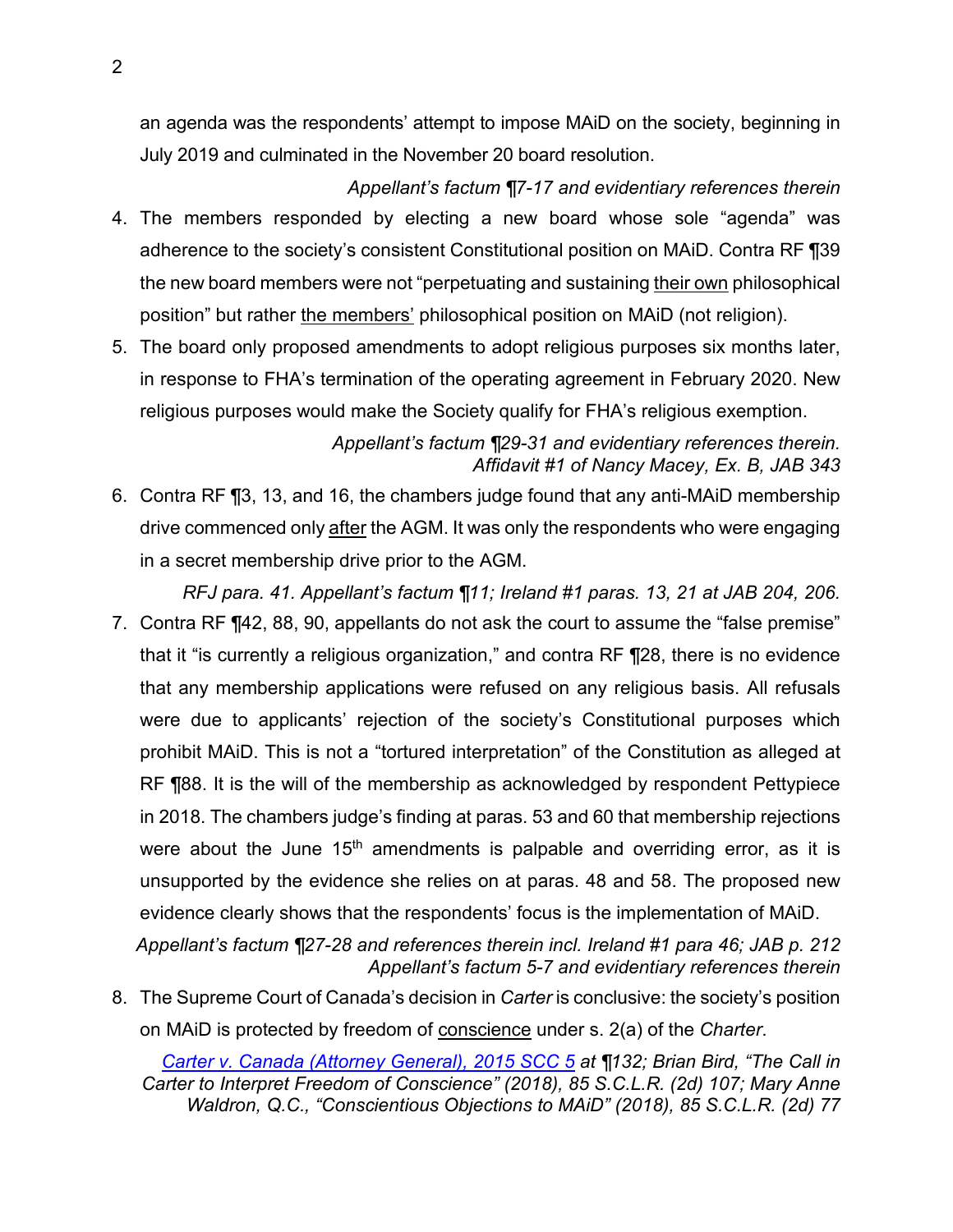an agenda was the respondents' attempt to impose MAiD on the society, beginning in July 2019 and culminated in the November 20 board resolution.

*Appellant's factum ¶7-17 and evidentiary references therein*

4. The members responded by electing a new board whose sole "agenda" was adherence to the society's consistent Constitutional position on MAiD. Contra RF ¶39 the new board members were not "perpetuating and sustaining <u>their own</u> philosophical position" but rather <u>the members'</u> philosophical position on MAiD (not religion).

5. The board only proposed amendments to adopt religious purposes six months later, in response to FHA's termination of the operating agreement in February 2020. New religious purposes would make the Society qualify for FHA's religious exemption.

*Appellant's factum ¶29-31 and evidentiary references therein.*
*Affidavit #1 of Nancy Macey, Ex. B, JAB 343*

6. Contra RF ¶3, 13, and 16, the chambers judge found that any anti-MAiD membership drive commenced only <u>after</u> the AGM. It was only the respondents who were engaging in a secret membership drive prior to the AGM.

*RFJ para. 41. Appellant's factum ¶11; Ireland #1 paras. 13, 21 at JAB 204, 206.*

7. Contra RF ¶42, 88, 90, appellants do not ask the court to assume the "false premise" that it "is currently a religious organization," and contra RF ¶28, there is no evidence that any membership applications were refused on any religious basis. All refusals were due to applicants' rejection of the society's Constitutional purposes which prohibit MAiD. This is not a "tortured interpretation" of the Constitution as alleged at RF ¶88. It is the will of the membership as acknowledged by respondent Pettypiece in 2018. The chambers judge's finding at paras. 53 and 60 that membership rejections were about the June 15th amendments is palpable and overriding error, as it is unsupported by the evidence she relies on at paras. 48 and 58. The proposed new evidence clearly shows that the respondents' focus is the implementation of MAiD.

*Appellant's factum ¶27-28 and references therein incl. Ireland #1 para 46; JAB p. 212*
*Appellant's factum 5-7 and evidentiary references therein*

8. The Supreme Court of Canada's decision in *Carter* is conclusive: the society's position on MAiD is protected by freedom of <u>conscience</u> under s. 2(a) of the *Charter*.

*[Carter v. Canada (Attorney General), 2015 SCC 5](#) at ¶132; Brian Bird, "The Call in Carter to Interpret Freedom of Conscience" (2018), 85 S.C.L.R. (2d) 107; Mary Anne Waldron, Q.C., "Conscientious Objections to MAiD" (2018), 85 S.C.L.R. (2d) 77*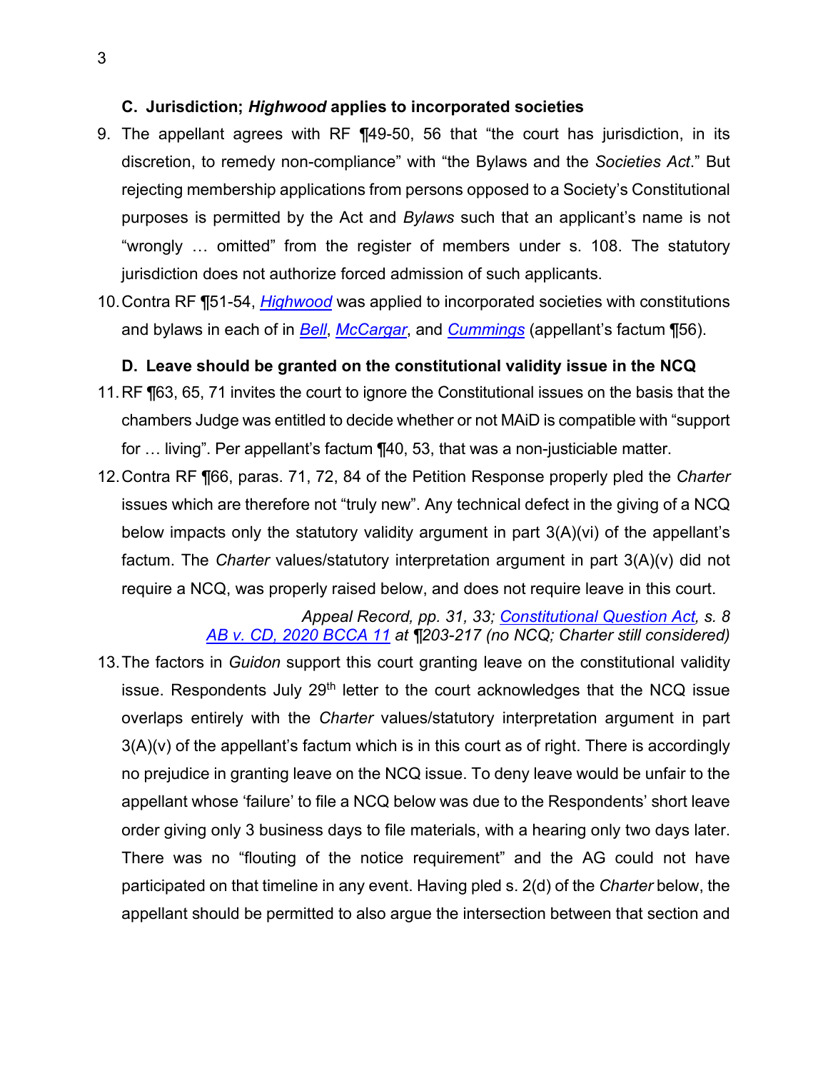### C. Jurisdiction; *Highwood* applies to incorporated societies

9. The appellant agrees with RF ¶49-50, 56 that "the court has jurisdiction, in its discretion, to remedy non-compliance" with "the Bylaws and the *Societies Act*." But rejecting membership applications from persons opposed to a Society's Constitutional purposes is permitted by the Act and *Bylaws* such that an applicant's name is not "wrongly … omitted" from the register of members under s. 108. The statutory jurisdiction does not authorize forced admission of such applicants.

10. Contra RF ¶51-54, *Highwood* was applied to incorporated societies with constitutions and bylaws in each of in *Bell*, *McCargar*, and *Cummings* (appellant's factum ¶56).

### D. Leave should be granted on the constitutional validity issue in the NCQ

11. RF ¶63, 65, 71 invites the court to ignore the Constitutional issues on the basis that the chambers Judge was entitled to decide whether or not MAiD is compatible with "support for … living". Per appellant's factum ¶40, 53, that was a non-justiciable matter.

12. Contra RF ¶66, paras. 71, 72, 84 of the Petition Response properly pled the *Charter* issues which are therefore not "truly new". Any technical defect in the giving of a NCQ below impacts only the statutory validity argument in part 3(A)(vi) of the appellant's factum. The *Charter* values/statutory interpretation argument in part 3(A)(v) did not require a NCQ, was properly raised below, and does not require leave in this court.

   *Appeal Record, pp. 31, 33; Constitutional Question Act, s. 8*
   *AB v. CD, 2020 BCCA 11 at ¶203-217 (no NCQ; Charter still considered)*

13. The factors in *Guidon* support this court granting leave on the constitutional validity issue. Respondents July 29th letter to the court acknowledges that the NCQ issue overlaps entirely with the *Charter* values/statutory interpretation argument in part 3(A)(v) of the appellant's factum which is in this court as of right. There is accordingly no prejudice in granting leave on the NCQ issue. To deny leave would be unfair to the appellant whose 'failure' to file a NCQ below was due to the Respondents' short leave order giving only 3 business days to file materials, with a hearing only two days later. There was no "flouting of the notice requirement" and the AG could not have participated on that timeline in any event. Having pled s. 2(d) of the *Charter* below, the appellant should be permitted to also argue the intersection between that section and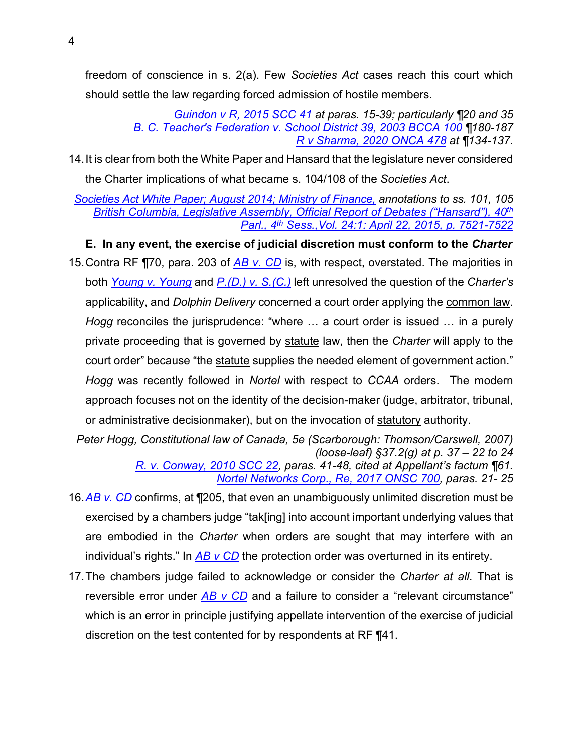freedom of conscience in s. 2(a). Few *Societies Act* cases reach this court which should settle the law regarding forced admission of hostile members.

> *Guindon v R, 2015 SCC 41 at paras. 15-39; particularly ¶20 and 35*
> *B. C. Teacher's Federation v. School District 39, 2003 BCCA 100 ¶180-187*
> *R v Sharma, 2020 ONCA 478 at ¶134-137.*

14. It is clear from both the White Paper and Hansard that the legislature never considered the Charter implications of what became s. 104/108 of the *Societies Act*.

> *Societies Act White Paper; August 2014; Ministry of Finance, annotations to ss. 101, 105*
> *British Columbia, Legislative Assembly, Official Report of Debates ("Hansard"), 40th Parl., 4th Sess.,Vol. 24:1: April 22, 2015, p. 7521-7522*

**E. In any event, the exercise of judicial discretion must conform to the *Charter***

15. Contra RF ¶70, para. 203 of *AB v. CD* is, with respect, overstated. The majorities in both *Young v. Young* and *P.(D.) v. S.(C.)* left unresolved the question of the *Charter's* applicability, and *Dolphin Delivery* concerned a court order applying the common law. *Hogg* reconciles the jurisprudence: "where … a court order is issued … in a purely private proceeding that is governed by statute law, then the *Charter* will apply to the court order" because "the statute supplies the needed element of government action." *Hogg* was recently followed in *Nortel* with respect to *CCAA* orders. The modern approach focuses not on the identity of the decision-maker (judge, arbitrator, tribunal, or administrative decisionmaker), but on the invocation of statutory authority.

> *Peter Hogg, Constitutional law of Canada, 5e (Scarborough: Thomson/Carswell, 2007) (loose-leaf) §37.2(g) at p. 37 – 22 to 24*
> *R. v. Conway, 2010 SCC 22, paras. 41-48, cited at Appellant's factum ¶61.*
> *Nortel Networks Corp., Re, 2017 ONSC 700, paras. 21- 25*

16. *AB v. CD* confirms, at ¶205, that even an unambiguously unlimited discretion must be exercised by a chambers judge "tak[ing] into account important underlying values that are embodied in the *Charter* when orders are sought that may interfere with an individual's rights." In *AB v CD* the protection order was overturned in its entirety.

17. The chambers judge failed to acknowledge or consider the *Charter at all*. That is reversible error under *AB v CD* and a failure to consider a "relevant circumstance" which is an error in principle justifying appellate intervention of the exercise of judicial discretion on the test contented for by respondents at RF ¶41.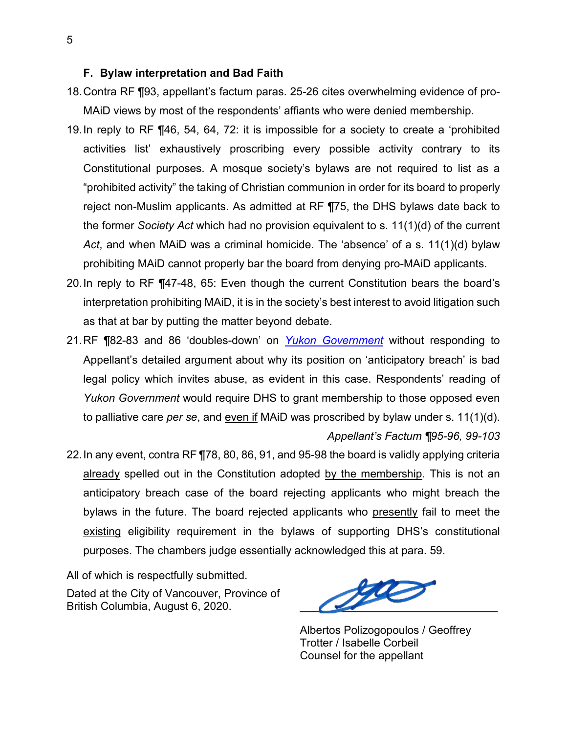### F. Bylaw interpretation and Bad Faith

18. Contra RF ¶93, appellant's factum paras. 25-26 cites overwhelming evidence of pro-MAiD views by most of the respondents' affiants who were denied membership.

19. In reply to RF ¶46, 54, 64, 72: it is impossible for a society to create a 'prohibited activities list' exhaustively proscribing every possible activity contrary to its Constitutional purposes. A mosque society's bylaws are not required to list as a "prohibited activity" the taking of Christian communion in order for its board to properly reject non-Muslim applicants. As admitted at RF ¶75, the DHS bylaws date back to the former *Society Act* which had no provision equivalent to s. 11(1)(d) of the current *Act*, and when MAiD was a criminal homicide. The 'absence' of a s. 11(1)(d) bylaw prohibiting MAiD cannot properly bar the board from denying pro-MAiD applicants.

20. In reply to RF ¶47-48, 65: Even though the current Constitution bears the board's interpretation prohibiting MAiD, it is in the society's best interest to avoid litigation such as that at bar by putting the matter beyond debate.

21. RF ¶82-83 and 86 'doubles-down' on *Yukon Government* without responding to Appellant's detailed argument about why its position on 'anticipatory breach' is bad legal policy which invites abuse, as evident in this case. Respondents' reading of *Yukon Government* would require DHS to grant membership to those opposed even to palliative care *per se*, and <u>even if</u> MAiD was proscribed by bylaw under s. 11(1)(d).

    *Appellant's Factum ¶95-96, 99-103*

22. In any event, contra RF ¶78, 80, 86, 91, and 95-98 the board is validly applying criteria <u>already</u> spelled out in the Constitution adopted <u>by the membership</u>. This is not an anticipatory breach case of the board rejecting applicants who might breach the bylaws in the future. The board rejected applicants who <u>presently</u> fail to meet the <u>existing</u> eligibility requirement in the bylaws of supporting DHS's constitutional purposes. The chambers judge essentially acknowledged this at para. 59.

All of which is respectfully submitted.

Dated at the City of Vancouver, Province of British Columbia, August 6, 2020.

\_\_\_\_\_\_\_\_\_\_\_\_\_\_\_\_\_\_\_\_\_\_\_\_\_\_\_\_\_\_

Albertos Polizogopoulos / Geoffrey Trotter / Isabelle Corbeil
Counsel for the appellant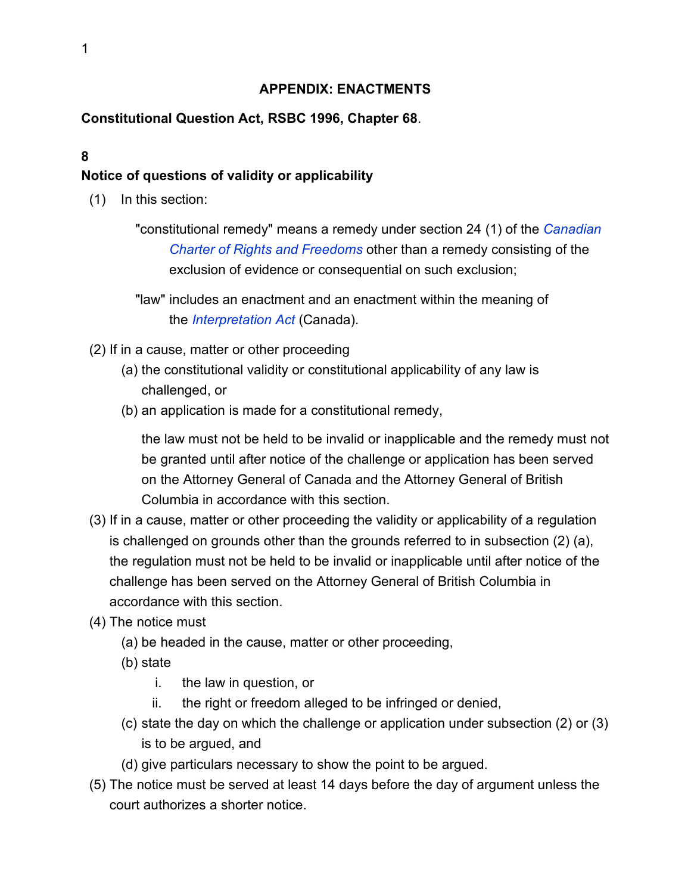## APPENDIX: ENACTMENTS

**Constitutional Question Act, RSBC 1996, Chapter 68**.

**8**

**Notice of questions of validity or applicability**

(1) In this section:

> "constitutional remedy" means a remedy under section 24 (1) of the *Canadian Charter of Rights and Freedoms* other than a remedy consisting of the exclusion of evidence or consequential on such exclusion;
>
> "law" includes an enactment and an enactment within the meaning of the *Interpretation Act* (Canada).

(2) If in a cause, matter or other proceeding

- (a) the constitutional validity or constitutional applicability of any law is challenged, or
- (b) an application is made for a constitutional remedy,

  the law must not be held to be invalid or inapplicable and the remedy must not be granted until after notice of the challenge or application has been served on the Attorney General of Canada and the Attorney General of British Columbia in accordance with this section.

(3) If in a cause, matter or other proceeding the validity or applicability of a regulation is challenged on grounds other than the grounds referred to in subsection (2) (a), the regulation must not be held to be invalid or inapplicable until after notice of the challenge has been served on the Attorney General of British Columbia in accordance with this section.

(4) The notice must

- (a) be headed in the cause, matter or other proceeding,
- (b) state
  - i. the law in question, or
  - ii. the right or freedom alleged to be infringed or denied,
- (c) state the day on which the challenge or application under subsection (2) or (3) is to be argued, and
- (d) give particulars necessary to show the point to be argued.

(5) The notice must be served at least 14 days before the day of argument unless the court authorizes a shorter notice.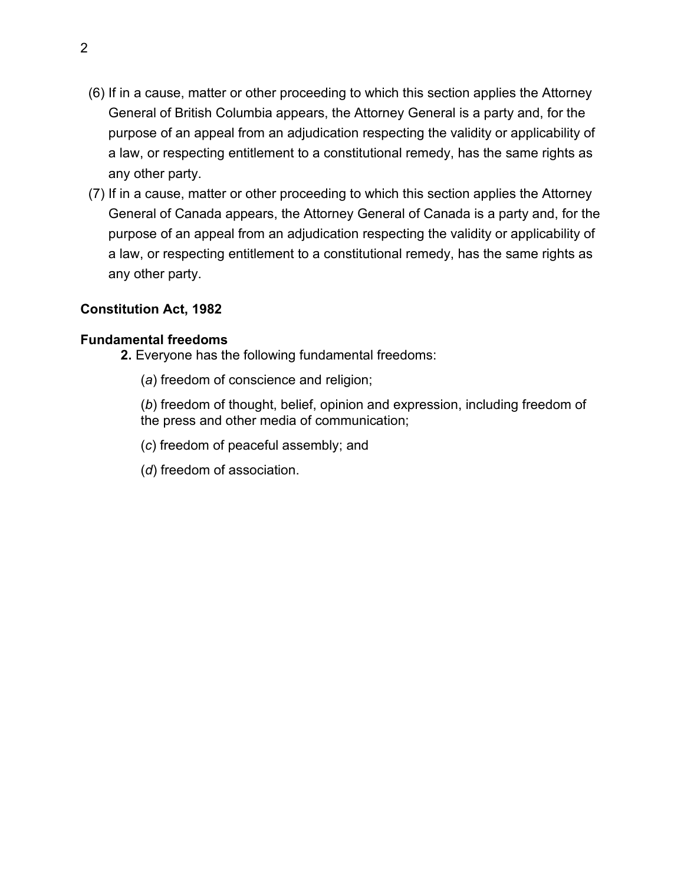(6) If in a cause, matter or other proceeding to which this section applies the Attorney General of British Columbia appears, the Attorney General is a party and, for the purpose of an appeal from an adjudication respecting the validity or applicability of a law, or respecting entitlement to a constitutional remedy, has the same rights as any other party.

(7) If in a cause, matter or other proceeding to which this section applies the Attorney General of Canada appears, the Attorney General of Canada is a party and, for the purpose of an appeal from an adjudication respecting the validity or applicability of a law, or respecting entitlement to a constitutional remedy, has the same rights as any other party.

**Constitution Act, 1982**

**Fundamental freedoms**

**2.** Everyone has the following fundamental freedoms:

(*a*) freedom of conscience and religion;

(*b*) freedom of thought, belief, opinion and expression, including freedom of the press and other media of communication;

(*c*) freedom of peaceful assembly; and

(*d*) freedom of association.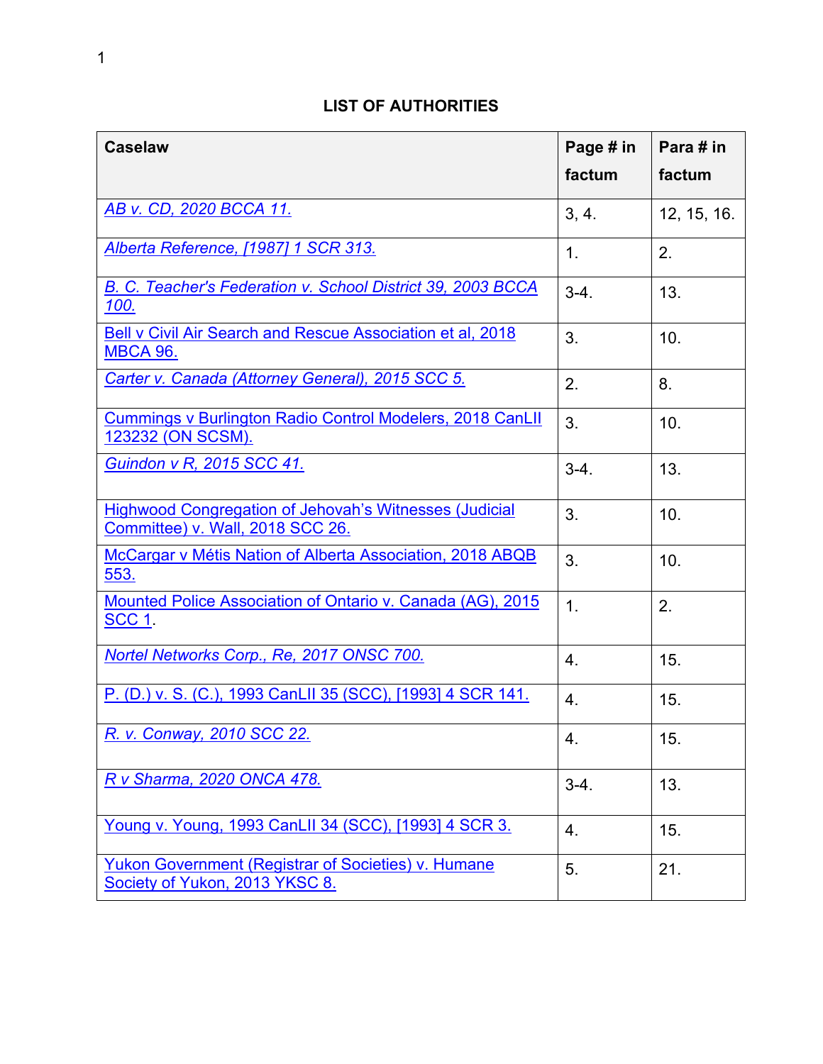## LIST OF AUTHORITIES

| Caselaw | Page # in factum | Para # in factum |
|---|---|---|
| *AB v. CD, 2020 BCCA 11.* | 3, 4. | 12, 15, 16. |
| *Alberta Reference, [1987] 1 SCR 313.* | 1. | 2. |
| *B. C. Teacher's Federation v. School District 39, 2003 BCCA 100.* | 3-4. | 13. |
| Bell v Civil Air Search and Rescue Association et al, 2018 MBCA 96. | 3. | 10. |
| *Carter v. Canada (Attorney General), 2015 SCC 5.* | 2. | 8. |
| Cummings v Burlington Radio Control Modelers, 2018 CanLII 123232 (ON SCSM). | 3. | 10. |
| *Guindon v R, 2015 SCC 41.* | 3-4. | 13. |
| Highwood Congregation of Jehovah's Witnesses (Judicial Committee) v. Wall, 2018 SCC 26. | 3. | 10. |
| McCargar v Métis Nation of Alberta Association, 2018 ABQB 553. | 3. | 10. |
| Mounted Police Association of Ontario v. Canada (AG), 2015 SCC 1. | 1. | 2. |
| *Nortel Networks Corp., Re, 2017 ONSC 700.* | 4. | 15. |
| P. (D.) v. S. (C.), 1993 CanLII 35 (SCC), [1993] 4 SCR 141. | 4. | 15. |
| *R. v. Conway, 2010 SCC 22.* | 4. | 15. |
| *R v Sharma, 2020 ONCA 478.* | 3-4. | 13. |
| Young v. Young, 1993 CanLII 34 (SCC), [1993] 4 SCR 3. | 4. | 15. |
| Yukon Government (Registrar of Societies) v. Humane Society of Yukon, 2013 YKSC 8. | 5. | 21. |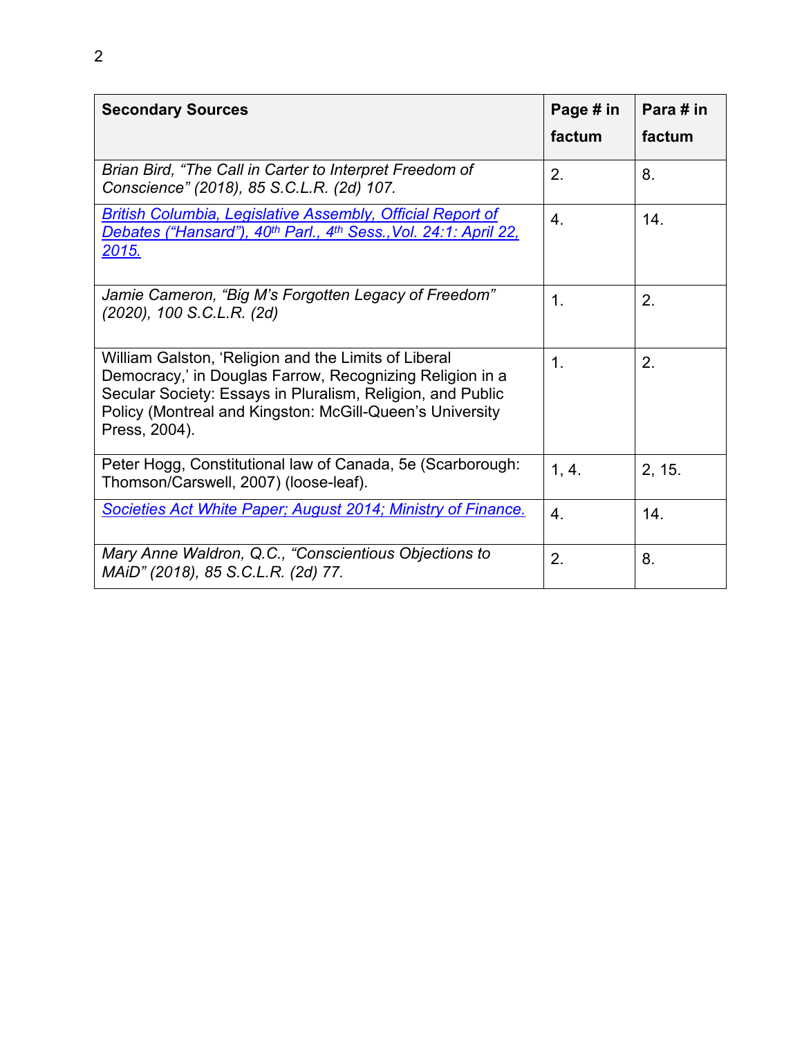| **Secondary Sources** | **Page # in factum** | **Para # in factum** |
|---|---|---|
| *Brian Bird, "The Call in Carter to Interpret Freedom of Conscience" (2018), 85 S.C.L.R. (2d) 107.* | 2. | 8. |
| *British Columbia, Legislative Assembly, Official Report of Debates ("Hansard"), 40th Parl., 4th Sess., Vol. 24:1: April 22, 2015.* | 4. | 14. |
| *Jamie Cameron, "Big M's Forgotten Legacy of Freedom" (2020), 100 S.C.L.R. (2d)* | 1. | 2. |
| William Galston, 'Religion and the Limits of Liberal Democracy,' in Douglas Farrow, Recognizing Religion in a Secular Society: Essays in Pluralism, Religion, and Public Policy (Montreal and Kingston: McGill-Queen's University Press, 2004). | 1. | 2. |
| Peter Hogg, Constitutional law of Canada, 5e (Scarborough: Thomson/Carswell, 2007) (loose-leaf). | 1, 4. | 2, 15. |
| *Societies Act White Paper; August 2014; Ministry of Finance.* | 4. | 14. |
| *Mary Anne Waldron, Q.C., "Conscientious Objections to MAiD" (2018), 85 S.C.L.R. (2d) 77.* | 2. | 8. |